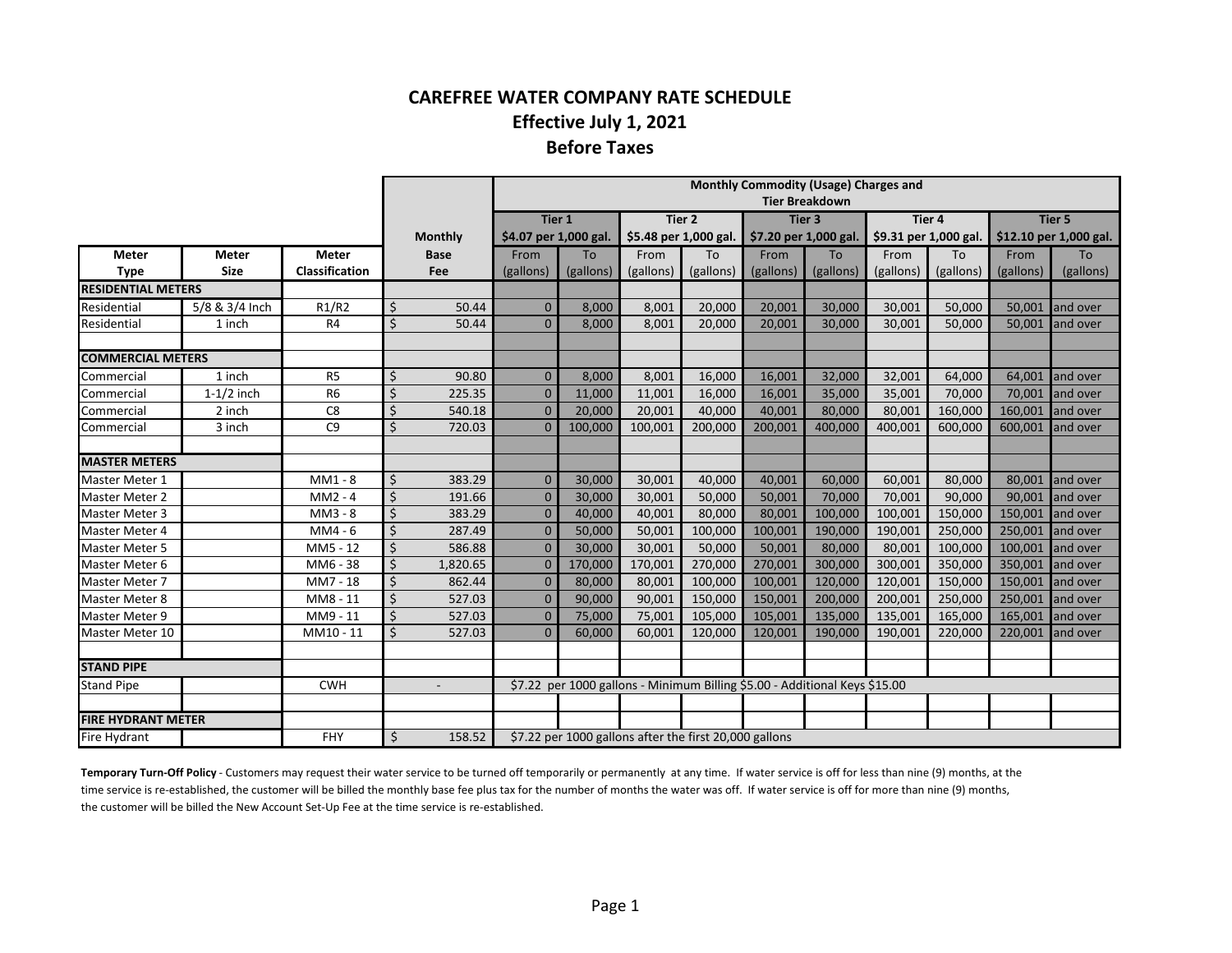# CAREFREE WATER COMPANY RATE SCHEDULE
## Effective July 1, 2021
## Before Taxes

| | | | | Monthly Commodity (Usage) Charges and Tier Breakdown | | | | | | | | | |
|---|---|---|---|---|---|---|---|---|---|---|---|---|---|
| | | | Monthly | Tier 1 $4.07 per 1,000 gal. | | Tier 2 $5.48 per 1,000 gal. | | Tier 3 $7.20 per 1,000 gal. | | Tier 4 $9.31 per 1,000 gal. | | Tier 5 $12.10 per 1,000 gal. | |
| Meter Type | Meter Size | Meter Classification | Base Fee | From (gallons) | To (gallons) | From (gallons) | To (gallons) | From (gallons) | To (gallons) | From (gallons) | To (gallons) | From (gallons) | To (gallons) |
| **RESIDENTIAL METERS** | | | | | | | | | | | | | |
| Residential | 5/8 & 3/4 Inch | R1/R2 | $ 50.44 | 0 | 8,000 | 8,001 | 20,000 | 20,001 | 30,000 | 30,001 | 50,000 | 50,001 | and over |
| Residential | 1 inch | R4 | $ 50.44 | 0 | 8,000 | 8,001 | 20,000 | 20,001 | 30,000 | 30,001 | 50,000 | 50,001 | and over |
| **COMMERCIAL METERS** | | | | | | | | | | | | | |
| Commercial | 1 inch | R5 | $ 90.80 | 0 | 8,000 | 8,001 | 16,000 | 16,001 | 32,000 | 32,001 | 64,000 | 64,001 | and over |
| Commercial | 1-1/2 inch | R6 | $ 225.35 | 0 | 11,000 | 11,001 | 16,000 | 16,001 | 35,000 | 35,001 | 70,000 | 70,001 | and over |
| Commercial | 2 inch | C8 | $ 540.18 | 0 | 20,000 | 20,001 | 40,000 | 40,001 | 80,000 | 80,001 | 160,000 | 160,001 | and over |
| Commercial | 3 inch | C9 | $ 720.03 | 0 | 100,000 | 100,001 | 200,000 | 200,001 | 400,000 | 400,001 | 600,000 | 600,001 | and over |
| **MASTER METERS** | | | | | | | | | | | | | |
| Master Meter 1 | | MM1 - 8 | $ 383.29 | 0 | 30,000 | 30,001 | 40,000 | 40,001 | 60,000 | 60,001 | 80,000 | 80,001 | and over |
| Master Meter 2 | | MM2 - 4 | $ 191.66 | 0 | 30,000 | 30,001 | 50,000 | 50,001 | 70,000 | 70,001 | 90,000 | 90,001 | and over |
| Master Meter 3 | | MM3 - 8 | $ 383.29 | 0 | 40,000 | 40,001 | 80,000 | 80,001 | 100,000 | 100,001 | 150,000 | 150,001 | and over |
| Master Meter 4 | | MM4 - 6 | $ 287.49 | 0 | 50,000 | 50,001 | 100,000 | 100,001 | 190,000 | 190,001 | 250,000 | 250,001 | and over |
| Master Meter 5 | | MM5 - 12 | $ 586.88 | 0 | 30,000 | 30,001 | 50,000 | 50,001 | 80,000 | 80,001 | 100,000 | 100,001 | and over |
| Master Meter 6 | | MM6 - 38 | $ 1,820.65 | 0 | 170,000 | 170,001 | 270,000 | 270,001 | 300,000 | 300,001 | 350,000 | 350,001 | and over |
| Master Meter 7 | | MM7 - 18 | $ 862.44 | 0 | 80,000 | 80,001 | 100,000 | 100,001 | 120,000 | 120,001 | 150,000 | 150,001 | and over |
| Master Meter 8 | | MM8 - 11 | $ 527.03 | 0 | 90,000 | 90,001 | 150,000 | 150,001 | 200,000 | 200,001 | 250,000 | 250,001 | and over |
| Master Meter 9 | | MM9 - 11 | $ 527.03 | 0 | 75,000 | 75,001 | 105,000 | 105,001 | 135,000 | 135,001 | 165,000 | 165,001 | and over |
| Master Meter 10 | | MM10 - 11 | $ 527.03 | 0 | 60,000 | 60,001 | 120,000 | 120,001 | 190,000 | 190,001 | 220,000 | 220,001 | and over |
| **STAND PIPE** | | | | | | | | | | | | | |
| Stand Pipe | | CWH | - | $7.22 per 1000 gallons - Minimum Billing $5.00 - Additional Keys $15.00 | | | | | | | | | |
| **FIRE HYDRANT METER** | | | | | | | | | | | | | |
| Fire Hydrant | | FHY | $ 158.52 | $7.22 per 1000 gallons after the first 20,000 gallons | | | | | | | | | |

**Temporary Turn-Off Policy** - Customers may request their water service to be turned off temporarily or permanently at any time. If water service is off for less than nine (9) months, at the time service is re-established, the customer will be billed the monthly base fee plus tax for the number of months the water was off. If water service is off for more than nine (9) months, the customer will be billed the New Account Set-Up Fee at the time service is re-established.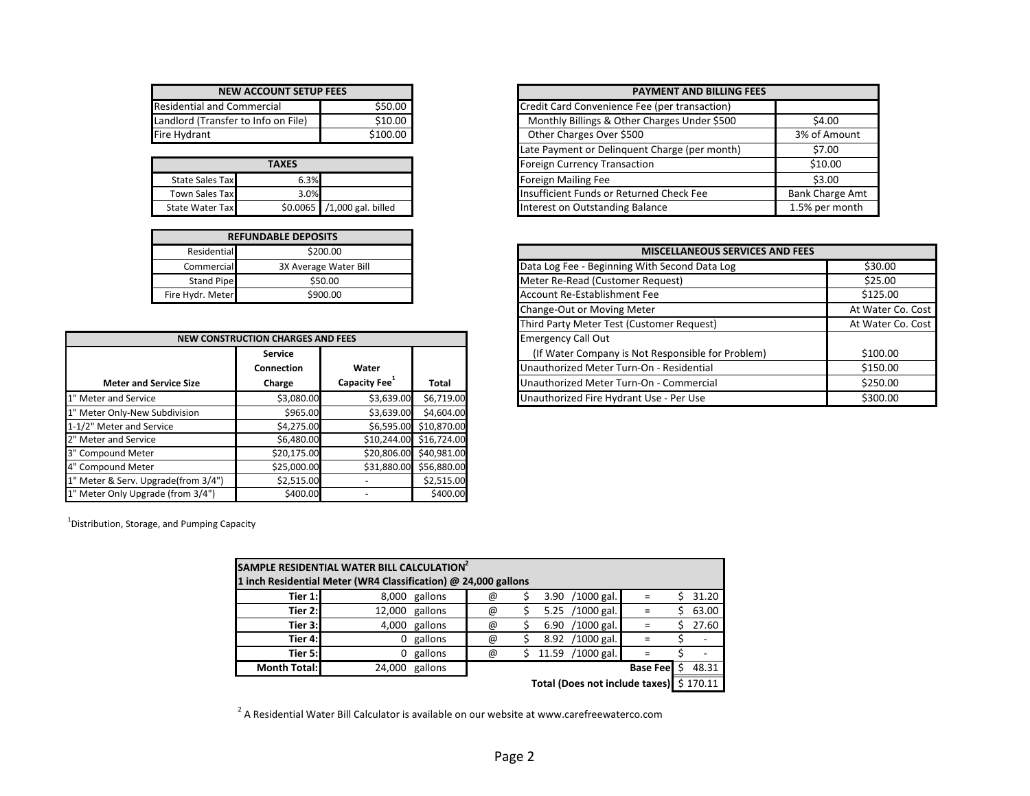| NEW ACCOUNT SETUP FEES | |
|---|---|
| Residential and Commercial | $50.00 |
| Landlord (Transfer to Info on File) | $10.00 |
| Fire Hydrant | $100.00 |

| TAXES | | |
|---|---|---|
| State Sales Tax | 6.3% | |
| Town Sales Tax | 3.0% | |
| State Water Tax | $0.0065 | /1,000 gal. billed |

| REFUNDABLE DEPOSITS | |
|---|---|
| Residential | $200.00 |
| Commercial | 3X Average Water Bill |
| Stand Pipe | $50.00 |
| Fire Hydr. Meter | $900.00 |

| NEW CONSTRUCTION CHARGES AND FEES | | | |
|---|---|---|---|
| Meter and Service Size | Service Connection Charge | Water Capacity Fee[1] | Total |
| 1" Meter and Service | $3,080.00 | $3,639.00 | $6,719.00 |
| 1" Meter Only-New Subdivision | $965.00 | $3,639.00 | $4,604.00 |
| 1-1/2" Meter and Service | $4,275.00 | $6,595.00 | $10,870.00 |
| 2" Meter and Service | $6,480.00 | $10,244.00 | $16,724.00 |
| 3" Compound Meter | $20,175.00 | $20,806.00 | $40,981.00 |
| 4" Compound Meter | $25,000.00 | $31,880.00 | $56,880.00 |
| 1" Meter & Serv. Upgrade(from 3/4") | $2,515.00 | - | $2,515.00 |
| 1" Meter Only Upgrade (from 3/4") | $400.00 | - | $400.00 |

[1]Distribution, Storage, and Pumping Capacity

| PAYMENT AND BILLING FEES | |
|---|---|
| Credit Card Convenience Fee (per transaction) | |
| Monthly Billings & Other Charges Under $500 | $4.00 |
| Other Charges Over $500 | 3% of Amount |
| Late Payment or Delinquent Charge (per month) | $7.00 |
| Foreign Currency Transaction | $10.00 |
| Foreign Mailing Fee | $3.00 |
| Insufficient Funds or Returned Check Fee | Bank Charge Amt |
| Interest on Outstanding Balance | 1.5% per month |

| MISCELLANEOUS SERVICES AND FEES | |
|---|---|
| Data Log Fee - Beginning With Second Data Log | $30.00 |
| Meter Re-Read (Customer Request) | $25.00 |
| Account Re-Establishment Fee | $125.00 |
| Change-Out or Moving Meter | At Water Co. Cost |
| Third Party Meter Test (Customer Request) | At Water Co. Cost |
| Emergency Call Out (If Water Company is Not Responsible for Problem) | $100.00 |
| Unauthorized Meter Turn-On - Residential | $150.00 |
| Unauthorized Meter Turn-On - Commercial | $250.00 |
| Unauthorized Fire Hydrant Use - Per Use | $300.00 |

| SAMPLE RESIDENTIAL WATER BILL CALCULATION[2] 1 inch Residential Meter (WR4 Classification) @ 24,000 gallons | | | | | | |
|---|---|---|---|---|---|---|
| Tier 1: | 8,000 gallons | @ | $ 3.90 | /1000 gal. | = | $ 31.20 |
| Tier 2: | 12,000 gallons | @ | $ 5.25 | /1000 gal. | = | $ 63.00 |
| Tier 3: | 4,000 gallons | @ | $ 6.90 | /1000 gal. | = | $ 27.60 |
| Tier 4: | 0 gallons | @ | $ 8.92 | /1000 gal. | = | $ - |
| Tier 5: | 0 gallons | @ | $ 11.59 | /1000 gal. | = | $ - |
| Month Total: | 24,000 gallons | | | | Base Fee | $ 48.31 |
| | | | | | Total (Does not include taxes) | $ 170.11 |

[2] A Residential Water Bill Calculator is available on our website at www.carefreewaterco.com